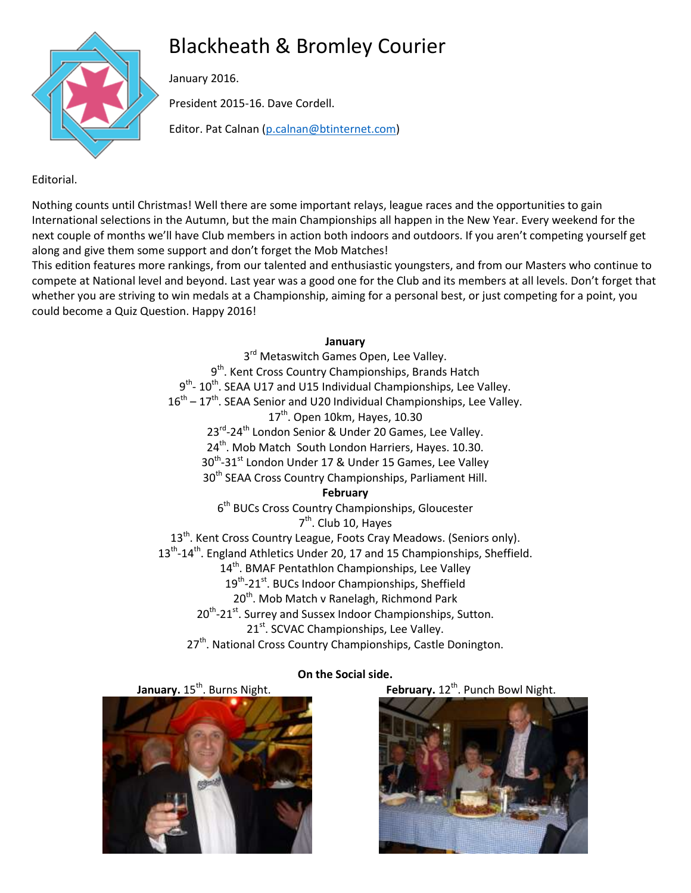# Blackheath & Bromley Courier

January 2016.

President 2015-16. Dave Cordell.

Editor. Pat Calnan (p.calnan@btinternet.com)

Editorial.

Nothing counts until Christmas! Well there are some important relays, league races and the opportunities to gain International selections in the Autumn, but the main Championships all happen in the New Year. Every weekend for the next couple of months we'll have Club members in action both indoors and outdoors. If you aren't competing yourself get along and give them some support and don't forget the Mob Matches!

This edition features more rankings, from our talented and enthusiastic youngsters, and from our Masters who continue to compete at National level and beyond. Last year was a good one for the Club and its members at all levels. Don't forget that whether you are striving to win medals at a Championship, aiming for a personal best, or just competing for a point, you could become a Quiz Question. Happy 2016!

**January**

3rd Metaswitch Games Open, Lee Valley.
9th. Kent Cross Country Championships, Brands Hatch
9th- 10th. SEAA U17 and U15 Individual Championships, Lee Valley.
16th – 17th. SEAA Senior and U20 Individual Championships, Lee Valley.
17th. Open 10km, Hayes, 10.30
23rd-24th London Senior & Under 20 Games, Lee Valley.
24th. Mob Match South London Harriers, Hayes. 10.30.
30th-31st London Under 17 & Under 15 Games, Lee Valley
30th SEAA Cross Country Championships, Parliament Hill.

**February**

6th BUCs Cross Country Championships, Gloucester
7th. Club 10, Hayes
13th. Kent Cross Country League, Foots Cray Meadows. (Seniors only).
13th-14th. England Athletics Under 20, 17 and 15 Championships, Sheffield.
14th. BMAF Pentathlon Championships, Lee Valley
19th-21st. BUCs Indoor Championships, Sheffield
20th. Mob Match v Ranelagh, Richmond Park
20th-21st. Surrey and Sussex Indoor Championships, Sutton.
21st. SCVAC Championships, Lee Valley.
27th. National Cross Country Championships, Castle Donington.

**On the Social side.**

**January.** 15th. Burns Night.

**February.** 12th. Punch Bowl Night.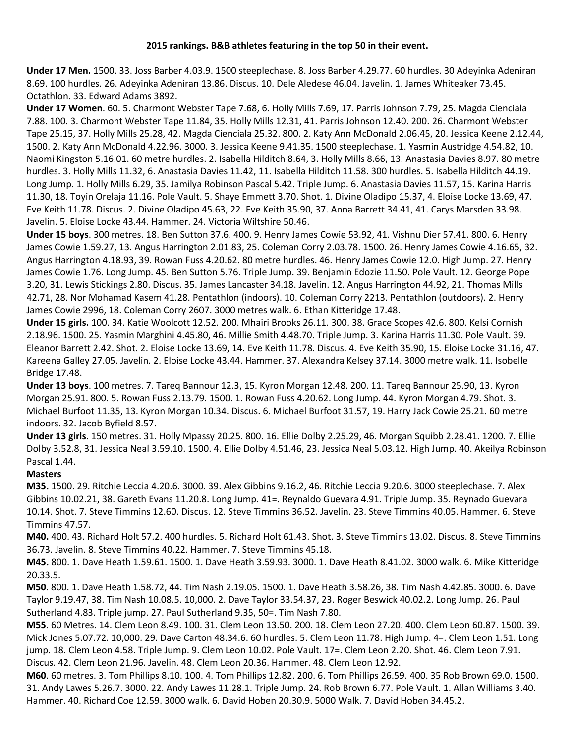**2015 rankings. B&B athletes featuring in the top 50 in their event.**

**Under 17 Men.** 1500. 33. Joss Barber 4.03.9. 1500 steeplechase. 8. Joss Barber 4.29.77. 60 hurdles. 30 Adeyinka Adeniran 8.69. 100 hurdles. 26. Adeyinka Adeniran 13.86. Discus. 10. Dele Aledese 46.04. Javelin. 1. James Whiteaker 73.45. Octathlon. 33. Edward Adams 3892.

**Under 17 Women**. 60. 5. Charmont Webster Tape 7.68, 6. Holly Mills 7.69, 17. Parris Johnson 7.79, 25. Magda Cienciala 7.88. 100. 3. Charmont Webster Tape 11.84, 35. Holly Mills 12.31, 41. Parris Johnson 12.40. 200. 26. Charmont Webster Tape 25.15, 37. Holly Mills 25.28, 42. Magda Cienciala 25.32. 800. 2. Katy Ann McDonald 2.06.45, 20. Jessica Keene 2.12.44, 1500. 2. Katy Ann McDonald 4.22.96. 3000. 3. Jessica Keene 9.41.35. 1500 steeplechase. 1. Yasmin Austridge 4.54.82, 10. Naomi Kingston 5.16.01. 60 metre hurdles. 2. Isabella Hilditch 8.64, 3. Holly Mills 8.66, 13. Anastasia Davies 8.97. 80 metre hurdles. 3. Holly Mills 11.32, 6. Anastasia Davies 11.42, 11. Isabella Hilditch 11.58. 300 hurdles. 5. Isabella Hilditch 44.19. Long Jump. 1. Holly Mills 6.29, 35. Jamilya Robinson Pascal 5.42. Triple Jump. 6. Anastasia Davies 11.57, 15. Karina Harris 11.30, 18. Toyin Orelaja 11.16. Pole Vault. 5. Shaye Emmett 3.70. Shot. 1. Divine Oladipo 15.37, 4. Eloise Locke 13.69, 47. Eve Keith 11.78. Discus. 2. Divine Oladipo 45.63, 22. Eve Keith 35.90, 37. Anna Barrett 34.41, 41. Carys Marsden 33.98. Javelin. 5. Eloise Locke 43.44. Hammer. 24. Victoria Wiltshire 50.46.

**Under 15 boys**. 300 metres. 18. Ben Sutton 37.6. 400. 9. Henry James Cowie 53.92, 41. Vishnu Dier 57.41. 800. 6. Henry James Cowie 1.59.27, 13. Angus Harrington 2.01.83, 25. Coleman Corry 2.03.78. 1500. 26. Henry James Cowie 4.16.65, 32. Angus Harrington 4.18.93, 39. Rowan Fuss 4.20.62. 80 metre hurdles. 46. Henry James Cowie 12.0. High Jump. 27. Henry James Cowie 1.76. Long Jump. 45. Ben Sutton 5.76. Triple Jump. 39. Benjamin Edozie 11.50. Pole Vault. 12. George Pope 3.20, 31. Lewis Stickings 2.80. Discus. 35. James Lancaster 34.18. Javelin. 12. Angus Harrington 44.92, 21. Thomas Mills 42.71, 28. Nor Mohamad Kasem 41.28. Pentathlon (indoors). 10. Coleman Corry 2213. Pentathlon (outdoors). 2. Henry James Cowie 2996, 18. Coleman Corry 2607. 3000 metres walk. 6. Ethan Kitteridge 17.48.

**Under 15 girls.** 100. 34. Katie Woolcott 12.52. 200. Mhairi Brooks 26.11. 300. 38. Grace Scopes 42.6. 800. Kelsi Cornish 2.18.96. 1500. 25. Yasmin Marghini 4.45.80, 46. Millie Smith 4.48.70. Triple Jump. 3. Karina Harris 11.30. Pole Vault. 39. Eleanor Barrett 2.42. Shot. 2. Eloise Locke 13.69, 14. Eve Keith 11.78. Discus. 4. Eve Keith 35.90, 15. Eloise Locke 31.16, 47. Kareena Galley 27.05. Javelin. 2. Eloise Locke 43.44. Hammer. 37. Alexandra Kelsey 37.14. 3000 metre walk. 11. Isobelle Bridge 17.48.

**Under 13 boys**. 100 metres. 7. Tareq Bannour 12.3, 15. Kyron Morgan 12.48. 200. 11. Tareq Bannour 25.90, 13. Kyron Morgan 25.91. 800. 5. Rowan Fuss 2.13.79. 1500. 1. Rowan Fuss 4.20.62. Long Jump. 44. Kyron Morgan 4.79. Shot. 3. Michael Burfoot 11.35, 13. Kyron Morgan 10.34. Discus. 6. Michael Burfoot 31.57, 19. Harry Jack Cowie 25.21. 60 metre indoors. 32. Jacob Byfield 8.57.

**Under 13 girls**. 150 metres. 31. Holly Mpassy 20.25. 800. 16. Ellie Dolby 2.25.29, 46. Morgan Squibb 2.28.41. 1200. 7. Ellie Dolby 3.52.8, 31. Jessica Neal 3.59.10. 1500. 4. Ellie Dolby 4.51.46, 23. Jessica Neal 5.03.12. High Jump. 40. Akeilya Robinson Pascal 1.44.

**Masters**

**M35.** 1500. 29. Ritchie Leccia 4.20.6. 3000. 39. Alex Gibbins 9.16.2, 46. Ritchie Leccia 9.20.6. 3000 steeplechase. 7. Alex Gibbins 10.02.21, 38. Gareth Evans 11.20.8. Long Jump. 41=. Reynaldo Guevara 4.91. Triple Jump. 35. Reynado Guevara 10.14. Shot. 7. Steve Timmins 12.60. Discus. 12. Steve Timmins 36.52. Javelin. 23. Steve Timmins 40.05. Hammer. 6. Steve Timmins 47.57.

**M40.** 400. 43. Richard Holt 57.2. 400 hurdles. 5. Richard Holt 61.43. Shot. 3. Steve Timmins 13.02. Discus. 8. Steve Timmins 36.73. Javelin. 8. Steve Timmins 40.22. Hammer. 7. Steve Timmins 45.18.

**M45.** 800. 1. Dave Heath 1.59.61. 1500. 1. Dave Heath 3.59.93. 3000. 1. Dave Heath 8.41.02. 3000 walk. 6. Mike Kitteridge 20.33.5.

**M50**. 800. 1. Dave Heath 1.58.72, 44. Tim Nash 2.19.05. 1500. 1. Dave Heath 3.58.26, 38. Tim Nash 4.42.85. 3000. 6. Dave Taylor 9.19.47, 38. Tim Nash 10.08.5. 10,000. 2. Dave Taylor 33.54.37, 23. Roger Beswick 40.02.2. Long Jump. 26. Paul Sutherland 4.83. Triple jump. 27. Paul Sutherland 9.35, 50=. Tim Nash 7.80.

**M55**. 60 Metres. 14. Clem Leon 8.49. 100. 31. Clem Leon 13.50. 200. 18. Clem Leon 27.20. 400. Clem Leon 60.87. 1500. 39. Mick Jones 5.07.72. 10,000. 29. Dave Carton 48.34.6. 60 hurdles. 5. Clem Leon 11.78. High Jump. 4=. Clem Leon 1.51. Long jump. 18. Clem Leon 4.58. Triple Jump. 9. Clem Leon 10.02. Pole Vault. 17=. Clem Leon 2.20. Shot. 46. Clem Leon 7.91. Discus. 42. Clem Leon 21.96. Javelin. 48. Clem Leon 20.36. Hammer. 48. Clem Leon 12.92.

**M60**. 60 metres. 3. Tom Phillips 8.10. 100. 4. Tom Phillips 12.82. 200. 6. Tom Phillips 26.59. 400. 35 Rob Brown 69.0. 1500. 31. Andy Lawes 5.26.7. 3000. 22. Andy Lawes 11.28.1. Triple Jump. 24. Rob Brown 6.77. Pole Vault. 1. Allan Williams 3.40. Hammer. 40. Richard Coe 12.59. 3000 walk. 6. David Hoben 20.30.9. 5000 Walk. 7. David Hoben 34.45.2.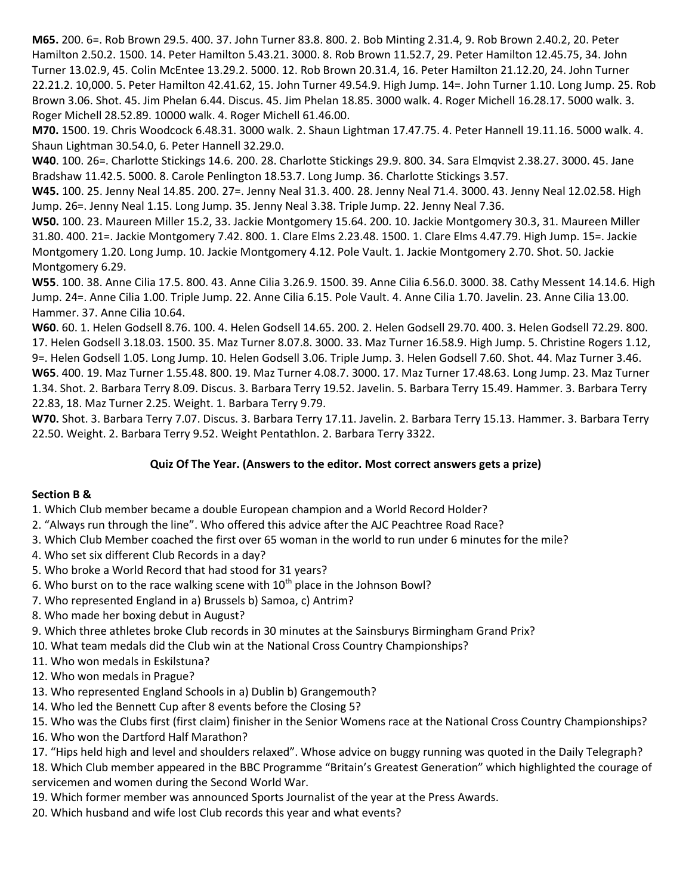**M65.** 200. 6=. Rob Brown 29.5. 400. 37. John Turner 83.8. 800. 2. Bob Minting 2.31.4, 9. Rob Brown 2.40.2, 20. Peter Hamilton 2.50.2. 1500. 14. Peter Hamilton 5.43.21. 3000. 8. Rob Brown 11.52.7, 29. Peter Hamilton 12.45.75, 34. John Turner 13.02.9, 45. Colin McEntee 13.29.2. 5000. 12. Rob Brown 20.31.4, 16. Peter Hamilton 21.12.20, 24. John Turner 22.21.2. 10,000. 5. Peter Hamilton 42.41.62, 15. John Turner 49.54.9. High Jump. 14=. John Turner 1.10. Long Jump. 25. Rob Brown 3.06. Shot. 45. Jim Phelan 6.44. Discus. 45. Jim Phelan 18.85. 3000 walk. 4. Roger Michell 16.28.17. 5000 walk. 3. Roger Michell 28.52.89. 10000 walk. 4. Roger Michell 61.46.00.

**M70.** 1500. 19. Chris Woodcock 6.48.31. 3000 walk. 2. Shaun Lightman 17.47.75. 4. Peter Hannell 19.11.16. 5000 walk. 4. Shaun Lightman 30.54.0, 6. Peter Hannell 32.29.0.

**W40**. 100. 26=. Charlotte Stickings 14.6. 200. 28. Charlotte Stickings 29.9. 800. 34. Sara Elmqvist 2.38.27. 3000. 45. Jane Bradshaw 11.42.5. 5000. 8. Carole Penlington 18.53.7. Long Jump. 36. Charlotte Stickings 3.57.

**W45.** 100. 25. Jenny Neal 14.85. 200. 27=. Jenny Neal 31.3. 400. 28. Jenny Neal 71.4. 3000. 43. Jenny Neal 12.02.58. High Jump. 26=. Jenny Neal 1.15. Long Jump. 35. Jenny Neal 3.38. Triple Jump. 22. Jenny Neal 7.36.

**W50.** 100. 23. Maureen Miller 15.2, 33. Jackie Montgomery 15.64. 200. 10. Jackie Montgomery 30.3, 31. Maureen Miller 31.80. 400. 21=. Jackie Montgomery 7.42. 800. 1. Clare Elms 2.23.48. 1500. 1. Clare Elms 4.47.79. High Jump. 15=. Jackie Montgomery 1.20. Long Jump. 10. Jackie Montgomery 4.12. Pole Vault. 1. Jackie Montgomery 2.70. Shot. 50. Jackie Montgomery 6.29.

**W55**. 100. 38. Anne Cilia 17.5. 800. 43. Anne Cilia 3.26.9. 1500. 39. Anne Cilia 6.56.0. 3000. 38. Cathy Messent 14.14.6. High Jump. 24=. Anne Cilia 1.00. Triple Jump. 22. Anne Cilia 6.15. Pole Vault. 4. Anne Cilia 1.70. Javelin. 23. Anne Cilia 13.00. Hammer. 37. Anne Cilia 10.64.

**W60**. 60. 1. Helen Godsell 8.76. 100. 4. Helen Godsell 14.65. 200. 2. Helen Godsell 29.70. 400. 3. Helen Godsell 72.29. 800. 17. Helen Godsell 3.18.03. 1500. 35. Maz Turner 8.07.8. 3000. 33. Maz Turner 16.58.9. High Jump. 5. Christine Rogers 1.12, 9=. Helen Godsell 1.05. Long Jump. 10. Helen Godsell 3.06. Triple Jump. 3. Helen Godsell 7.60. Shot. 44. Maz Turner 3.46.

**W65**. 400. 19. Maz Turner 1.55.48. 800. 19. Maz Turner 4.08.7. 3000. 17. Maz Turner 17.48.63. Long Jump. 23. Maz Turner 1.34. Shot. 2. Barbara Terry 8.09. Discus. 3. Barbara Terry 19.52. Javelin. 5. Barbara Terry 15.49. Hammer. 3. Barbara Terry 22.83, 18. Maz Turner 2.25. Weight. 1. Barbara Terry 9.79.

**W70.** Shot. 3. Barbara Terry 7.07. Discus. 3. Barbara Terry 17.11. Javelin. 2. Barbara Terry 15.13. Hammer. 3. Barbara Terry 22.50. Weight. 2. Barbara Terry 9.52. Weight Pentathlon. 2. Barbara Terry 3322.

**Quiz Of The Year. (Answers to the editor. Most correct answers gets a prize)**

**Section B &**

1. Which Club member became a double European champion and a World Record Holder?
2. "Always run through the line". Who offered this advice after the AJC Peachtree Road Race?
3. Which Club Member coached the first over 65 woman in the world to run under 6 minutes for the mile?
4. Who set six different Club Records in a day?
5. Who broke a World Record that had stood for 31 years?
6. Who burst on to the race walking scene with 10th place in the Johnson Bowl?
7. Who represented England in a) Brussels b) Samoa, c) Antrim?
8. Who made her boxing debut in August?
9. Which three athletes broke Club records in 30 minutes at the Sainsburys Birmingham Grand Prix?
10. What team medals did the Club win at the National Cross Country Championships?
11. Who won medals in Eskilstuna?
12. Who won medals in Prague?
13. Who represented England Schools in a) Dublin b) Grangemouth?
14. Who led the Bennett Cup after 8 events before the Closing 5?
15. Who was the Clubs first (first claim) finisher in the Senior Womens race at the National Cross Country Championships?
16. Who won the Dartford Half Marathon?
17. "Hips held high and level and shoulders relaxed". Whose advice on buggy running was quoted in the Daily Telegraph?
18. Which Club member appeared in the BBC Programme "Britain's Greatest Generation" which highlighted the courage of servicemen and women during the Second World War.
19. Which former member was announced Sports Journalist of the year at the Press Awards.
20. Which husband and wife lost Club records this year and what events?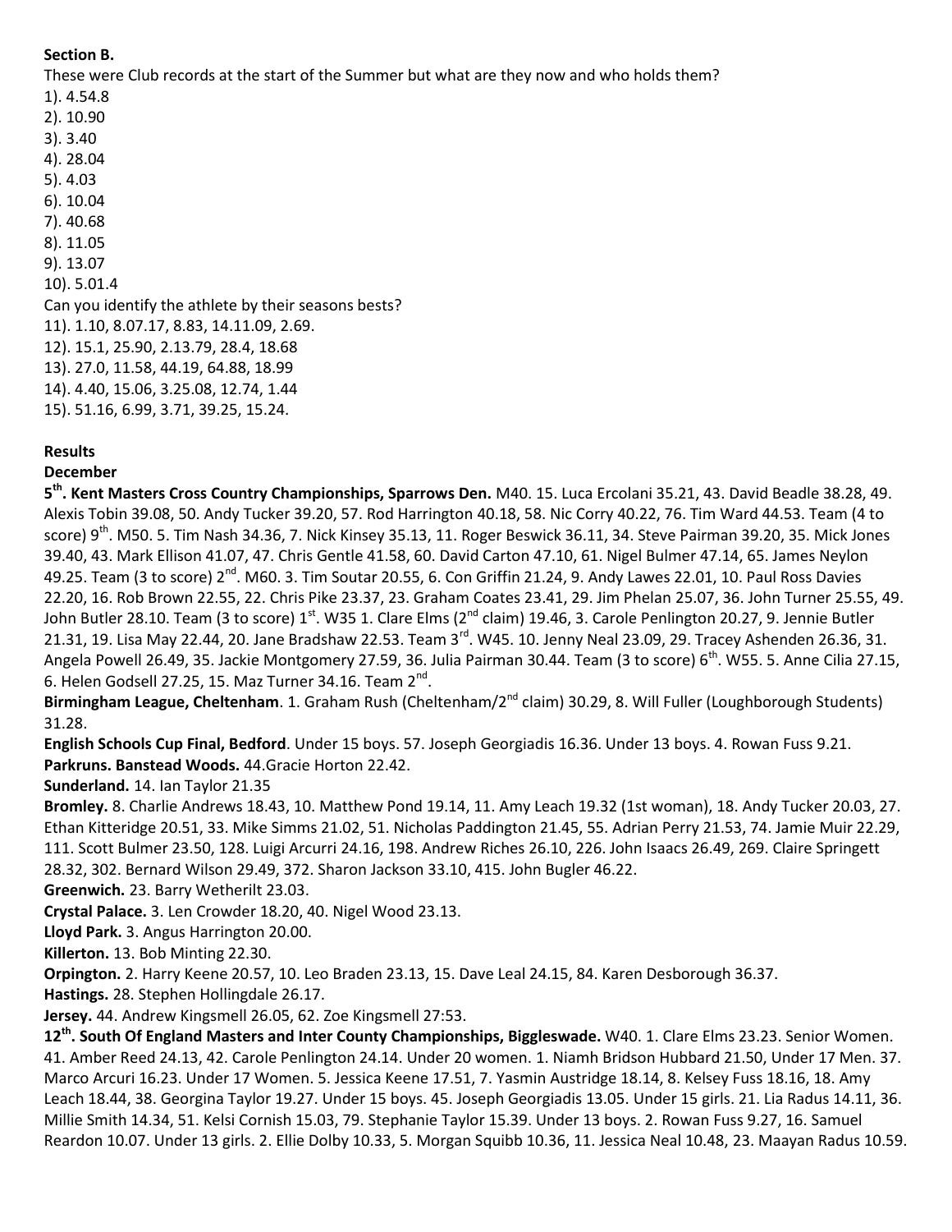**Section B.**

These were Club records at the start of the Summer but what are they now and who holds them?

1). 4.54.8
2). 10.90
3). 3.40
4). 28.04
5). 4.03
6). 10.04
7). 40.68
8). 11.05
9). 13.07
10). 5.01.4

Can you identify the athlete by their seasons bests?

11). 1.10, 8.07.17, 8.83, 14.11.09, 2.69.
12). 15.1, 25.90, 2.13.79, 28.4, 18.68
13). 27.0, 11.58, 44.19, 64.88, 18.99
14). 4.40, 15.06, 3.25.08, 12.74, 1.44
15). 51.16, 6.99, 3.71, 39.25, 15.24.

**Results**

**December**

**5th. Kent Masters Cross Country Championships, Sparrows Den.** M40. 15. Luca Ercolani 35.21, 43. David Beadle 38.28, 49. Alexis Tobin 39.08, 50. Andy Tucker 39.20, 57. Rod Harrington 40.18, 58. Nic Corry 40.22, 76. Tim Ward 44.53. Team (4 to score) 9th. M50. 5. Tim Nash 34.36, 7. Nick Kinsey 35.13, 11. Roger Beswick 36.11, 34. Steve Pairman 39.20, 35. Mick Jones 39.40, 43. Mark Ellison 41.07, 47. Chris Gentle 41.58, 60. David Carton 47.10, 61. Nigel Bulmer 47.14, 65. James Neylon 49.25. Team (3 to score) 2nd. M60. 3. Tim Soutar 20.55, 6. Con Griffin 21.24, 9. Andy Lawes 22.01, 10. Paul Ross Davies 22.20, 16. Rob Brown 22.55, 22. Chris Pike 23.37, 23. Graham Coates 23.41, 29. Jim Phelan 25.07, 36. John Turner 25.55, 49. John Butler 28.10. Team (3 to score) 1st. W35 1. Clare Elms (2nd claim) 19.46, 3. Carole Penlington 20.27, 9. Jennie Butler 21.31, 19. Lisa May 22.44, 20. Jane Bradshaw 22.53. Team 3rd. W45. 10. Jenny Neal 23.09, 29. Tracey Ashenden 26.36, 31. Angela Powell 26.49, 35. Jackie Montgomery 27.59, 36. Julia Pairman 30.44. Team (3 to score) 6th. W55. 5. Anne Cilia 27.15, 6. Helen Godsell 27.25, 15. Maz Turner 34.16. Team 2nd.

**Birmingham League, Cheltenham**. 1. Graham Rush (Cheltenham/2nd claim) 30.29, 8. Will Fuller (Loughborough Students) 31.28.

**English Schools Cup Final, Bedford**. Under 15 boys. 57. Joseph Georgiadis 16.36. Under 13 boys. 4. Rowan Fuss 9.21.

**Parkruns. Banstead Woods.** 44.Gracie Horton 22.42.

**Sunderland.** 14. Ian Taylor 21.35

**Bromley.** 8. Charlie Andrews 18.43, 10. Matthew Pond 19.14, 11. Amy Leach 19.32 (1st woman), 18. Andy Tucker 20.03, 27. Ethan Kitteridge 20.51, 33. Mike Simms 21.02, 51. Nicholas Paddington 21.45, 55. Adrian Perry 21.53, 74. Jamie Muir 22.29, 111. Scott Bulmer 23.50, 128. Luigi Arcurri 24.16, 198. Andrew Riches 26.10, 226. John Isaacs 26.49, 269. Claire Springett 28.32, 302. Bernard Wilson 29.49, 372. Sharon Jackson 33.10, 415. John Bugler 46.22.

**Greenwich.** 23. Barry Wetherilt 23.03.

**Crystal Palace.** 3. Len Crowder 18.20, 40. Nigel Wood 23.13.

**Lloyd Park.** 3. Angus Harrington 20.00.

**Killerton.** 13. Bob Minting 22.30.

**Orpington.** 2. Harry Keene 20.57, 10. Leo Braden 23.13, 15. Dave Leal 24.15, 84. Karen Desborough 36.37.

**Hastings.** 28. Stephen Hollingdale 26.17.

**Jersey.** 44. Andrew Kingsmell 26.05, 62. Zoe Kingsmell 27:53.

**12th. South Of England Masters and Inter County Championships, Biggleswade.** W40. 1. Clare Elms 23.23. Senior Women. 41. Amber Reed 24.13, 42. Carole Penlington 24.14. Under 20 women. 1. Niamh Bridson Hubbard 21.50, Under 17 Men. 37. Marco Arcuri 16.23. Under 17 Women. 5. Jessica Keene 17.51, 7. Yasmin Austridge 18.14, 8. Kelsey Fuss 18.16, 18. Amy Leach 18.44, 38. Georgina Taylor 19.27. Under 15 boys. 45. Joseph Georgiadis 13.05. Under 15 girls. 21. Lia Radus 14.11, 36. Millie Smith 14.34, 51. Kelsi Cornish 15.03, 79. Stephanie Taylor 15.39. Under 13 boys. 2. Rowan Fuss 9.27, 16. Samuel Reardon 10.07. Under 13 girls. 2. Ellie Dolby 10.33, 5. Morgan Squibb 10.36, 11. Jessica Neal 10.48, 23. Maayan Radus 10.59.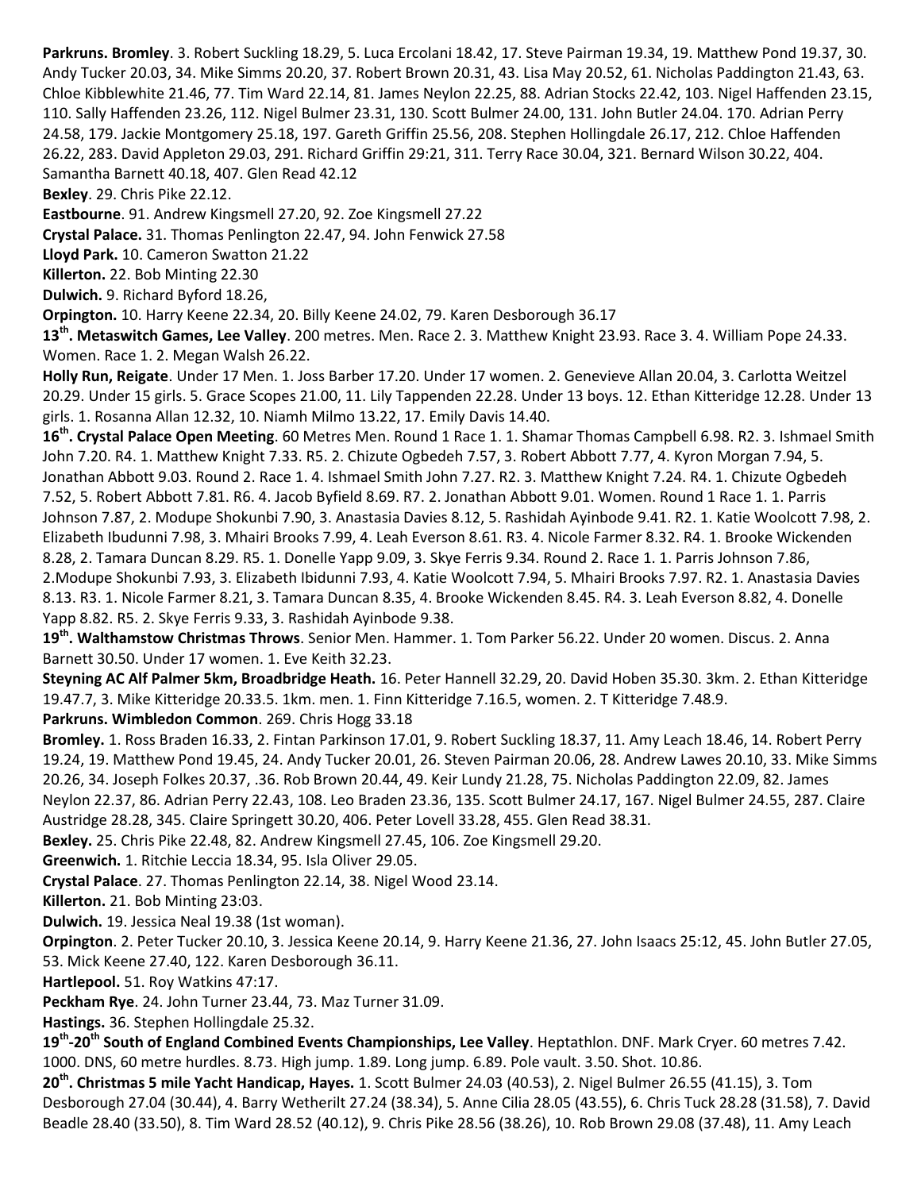**Parkruns. Bromley**. 3. Robert Suckling 18.29, 5. Luca Ercolani 18.42, 17. Steve Pairman 19.34, 19. Matthew Pond 19.37, 30. Andy Tucker 20.03, 34. Mike Simms 20.20, 37. Robert Brown 20.31, 43. Lisa May 20.52, 61. Nicholas Paddington 21.43, 63. Chloe Kibblewhite 21.46, 77. Tim Ward 22.14, 81. James Neylon 22.25, 88. Adrian Stocks 22.42, 103. Nigel Haffenden 23.15, 110. Sally Haffenden 23.26, 112. Nigel Bulmer 23.31, 130. Scott Bulmer 24.00, 131. John Butler 24.04. 170. Adrian Perry 24.58, 179. Jackie Montgomery 25.18, 197. Gareth Griffin 25.56, 208. Stephen Hollingdale 26.17, 212. Chloe Haffenden 26.22, 283. David Appleton 29.03, 291. Richard Griffin 29:21, 311. Terry Race 30.04, 321. Bernard Wilson 30.22, 404. Samantha Barnett 40.18, 407. Glen Read 42.12

**Bexley**. 29. Chris Pike 22.12.

**Eastbourne**. 91. Andrew Kingsmell 27.20, 92. Zoe Kingsmell 27.22

**Crystal Palace.** 31. Thomas Penlington 22.47, 94. John Fenwick 27.58

**Lloyd Park.** 10. Cameron Swatton 21.22

**Killerton.** 22. Bob Minting 22.30

**Dulwich.** 9. Richard Byford 18.26,

**Orpington.** 10. Harry Keene 22.34, 20. Billy Keene 24.02, 79. Karen Desborough 36.17

**13th. Metaswitch Games, Lee Valley**. 200 metres. Men. Race 2. 3. Matthew Knight 23.93. Race 3. 4. William Pope 24.33. Women. Race 1. 2. Megan Walsh 26.22.

**Holly Run, Reigate**. Under 17 Men. 1. Joss Barber 17.20. Under 17 women. 2. Genevieve Allan 20.04, 3. Carlotta Weitzel 20.29. Under 15 girls. 5. Grace Scopes 21.00, 11. Lily Tappenden 22.28. Under 13 boys. 12. Ethan Kitteridge 12.28. Under 13 girls. 1. Rosanna Allan 12.32, 10. Niamh Milmo 13.22, 17. Emily Davis 14.40.

**16th. Crystal Palace Open Meeting**. 60 Metres Men. Round 1 Race 1. 1. Shamar Thomas Campbell 6.98. R2. 3. Ishmael Smith John 7.20. R4. 1. Matthew Knight 7.33. R5. 2. Chizute Ogbedeh 7.57, 3. Robert Abbott 7.77, 4. Kyron Morgan 7.94, 5. Jonathan Abbott 9.03. Round 2. Race 1. 4. Ishmael Smith John 7.27. R2. 3. Matthew Knight 7.24. R4. 1. Chizute Ogbedeh 7.52, 5. Robert Abbott 7.81. R6. 4. Jacob Byfield 8.69. R7. 2. Jonathan Abbott 9.01. Women. Round 1 Race 1. 1. Parris Johnson 7.87, 2. Modupe Shokunbi 7.90, 3. Anastasia Davies 8.12, 5. Rashidah Ayinbode 9.41. R2. 1. Katie Woolcott 7.98, 2. Elizabeth Ibudunni 7.98, 3. Mhairi Brooks 7.99, 4. Leah Everson 8.61. R3. 4. Nicole Farmer 8.32. R4. 1. Brooke Wickenden 8.28, 2. Tamara Duncan 8.29. R5. 1. Donelle Yapp 9.09, 3. Skye Ferris 9.34. Round 2. Race 1. 1. Parris Johnson 7.86, 2.Modupe Shokunbi 7.93, 3. Elizabeth Ibidunni 7.93, 4. Katie Woolcott 7.94, 5. Mhairi Brooks 7.97. R2. 1. Anastasia Davies 8.13. R3. 1. Nicole Farmer 8.21, 3. Tamara Duncan 8.35, 4. Brooke Wickenden 8.45. R4. 3. Leah Everson 8.82, 4. Donelle Yapp 8.82. R5. 2. Skye Ferris 9.33, 3. Rashidah Ayinbode 9.38.

**19th. Walthamstow Christmas Throws**. Senior Men. Hammer. 1. Tom Parker 56.22. Under 20 women. Discus. 2. Anna Barnett 30.50. Under 17 women. 1. Eve Keith 32.23.

**Steyning AC Alf Palmer 5km, Broadbridge Heath.** 16. Peter Hannell 32.29, 20. David Hoben 35.30. 3km. 2. Ethan Kitteridge 19.47.7, 3. Mike Kitteridge 20.33.5. 1km. men. 1. Finn Kitteridge 7.16.5, women. 2. T Kitteridge 7.48.9.

**Parkruns. Wimbledon Common**. 269. Chris Hogg 33.18

**Bromley.** 1. Ross Braden 16.33, 2. Fintan Parkinson 17.01, 9. Robert Suckling 18.37, 11. Amy Leach 18.46, 14. Robert Perry 19.24, 19. Matthew Pond 19.45, 24. Andy Tucker 20.01, 26. Steven Pairman 20.06, 28. Andrew Lawes 20.10, 33. Mike Simms 20.26, 34. Joseph Folkes 20.37, .36. Rob Brown 20.44, 49. Keir Lundy 21.28, 75. Nicholas Paddington 22.09, 82. James Neylon 22.37, 86. Adrian Perry 22.43, 108. Leo Braden 23.36, 135. Scott Bulmer 24.17, 167. Nigel Bulmer 24.55, 287. Claire Austridge 28.28, 345. Claire Springett 30.20, 406. Peter Lovell 33.28, 455. Glen Read 38.31.

**Bexley.** 25. Chris Pike 22.48, 82. Andrew Kingsmell 27.45, 106. Zoe Kingsmell 29.20.

**Greenwich.** 1. Ritchie Leccia 18.34, 95. Isla Oliver 29.05.

**Crystal Palace**. 27. Thomas Penlington 22.14, 38. Nigel Wood 23.14.

**Killerton.** 21. Bob Minting 23:03.

**Dulwich.** 19. Jessica Neal 19.38 (1st woman).

**Orpington**. 2. Peter Tucker 20.10, 3. Jessica Keene 20.14, 9. Harry Keene 21.36, 27. John Isaacs 25:12, 45. John Butler 27.05, 53. Mick Keene 27.40, 122. Karen Desborough 36.11.

**Hartlepool.** 51. Roy Watkins 47:17.

**Peckham Rye**. 24. John Turner 23.44, 73. Maz Turner 31.09.

**Hastings.** 36. Stephen Hollingdale 25.32.

**19th-20th South of England Combined Events Championships, Lee Valley**. Heptathlon. DNF. Mark Cryer. 60 metres 7.42. 1000. DNS, 60 metre hurdles. 8.73. High jump. 1.89. Long jump. 6.89. Pole vault. 3.50. Shot. 10.86.

**20th. Christmas 5 mile Yacht Handicap, Hayes.** 1. Scott Bulmer 24.03 (40.53), 2. Nigel Bulmer 26.55 (41.15), 3. Tom Desborough 27.04 (30.44), 4. Barry Wetherilt 27.24 (38.34), 5. Anne Cilia 28.05 (43.55), 6. Chris Tuck 28.28 (31.58), 7. David Beadle 28.40 (33.50), 8. Tim Ward 28.52 (40.12), 9. Chris Pike 28.56 (38.26), 10. Rob Brown 29.08 (37.48), 11. Amy Leach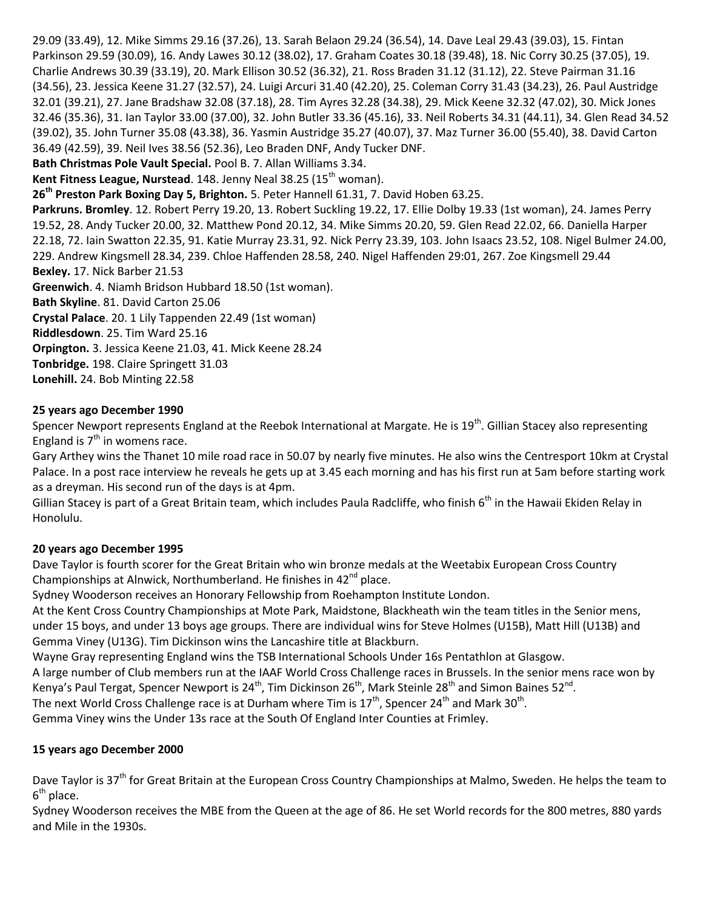29.09 (33.49), 12. Mike Simms 29.16 (37.26), 13. Sarah Belaon 29.24 (36.54), 14. Dave Leal 29.43 (39.03), 15. Fintan Parkinson 29.59 (30.09), 16. Andy Lawes 30.12 (38.02), 17. Graham Coates 30.18 (39.48), 18. Nic Corry 30.25 (37.05), 19. Charlie Andrews 30.39 (33.19), 20. Mark Ellison 30.52 (36.32), 21. Ross Braden 31.12 (31.12), 22. Steve Pairman 31.16 (34.56), 23. Jessica Keene 31.27 (32.57), 24. Luigi Arcuri 31.40 (42.20), 25. Coleman Corry 31.43 (34.23), 26. Paul Austridge 32.01 (39.21), 27. Jane Bradshaw 32.08 (37.18), 28. Tim Ayres 32.28 (34.38), 29. Mick Keene 32.32 (47.02), 30. Mick Jones 32.46 (35.36), 31. Ian Taylor 33.00 (37.00), 32. John Butler 33.36 (45.16), 33. Neil Roberts 34.31 (44.11), 34. Glen Read 34.52 (39.02), 35. John Turner 35.08 (43.38), 36. Yasmin Austridge 35.27 (40.07), 37. Maz Turner 36.00 (55.40), 38. David Carton 36.49 (42.59), 39. Neil Ives 38.56 (52.36), Leo Braden DNF, Andy Tucker DNF.

**Bath Christmas Pole Vault Special.** Pool B. 7. Allan Williams 3.34.

**Kent Fitness League, Nurstead**. 148. Jenny Neal 38.25 (15th woman).

**26th Preston Park Boxing Day 5, Brighton.** 5. Peter Hannell 61.31, 7. David Hoben 63.25.

**Parkruns. Bromley**. 12. Robert Perry 19.20, 13. Robert Suckling 19.22, 17. Ellie Dolby 19.33 (1st woman), 24. James Perry 19.52, 28. Andy Tucker 20.00, 32. Matthew Pond 20.12, 34. Mike Simms 20.20, 59. Glen Read 22.02, 66. Daniella Harper 22.18, 72. Iain Swatton 22.35, 91. Katie Murray 23.31, 92. Nick Perry 23.39, 103. John Isaacs 23.52, 108. Nigel Bulmer 24.00, 229. Andrew Kingsmell 28.34, 239. Chloe Haffenden 28.58, 240. Nigel Haffenden 29:01, 267. Zoe Kingsmell 29.44

**Bexley.** 17. Nick Barber 21.53

**Greenwich**. 4. Niamh Bridson Hubbard 18.50 (1st woman).

**Bath Skyline**. 81. David Carton 25.06

**Crystal Palace**. 20. 1 Lily Tappenden 22.49 (1st woman)

**Riddlesdown**. 25. Tim Ward 25.16

**Orpington.** 3. Jessica Keene 21.03, 41. Mick Keene 28.24

**Tonbridge.** 198. Claire Springett 31.03

**Lonehill.** 24. Bob Minting 22.58

### 25 years ago December 1990

Spencer Newport represents England at the Reebok International at Margate. He is 19th. Gillian Stacey also representing England is 7th in womens race.

Gary Arthey wins the Thanet 10 mile road race in 50.07 by nearly five minutes. He also wins the Centresport 10km at Crystal Palace. In a post race interview he reveals he gets up at 3.45 each morning and has his first run at 5am before starting work as a dreyman. His second run of the days is at 4pm.

Gillian Stacey is part of a Great Britain team, which includes Paula Radcliffe, who finish 6th in the Hawaii Ekiden Relay in Honolulu.

### 20 years ago December 1995

Dave Taylor is fourth scorer for the Great Britain who win bronze medals at the Weetabix European Cross Country Championships at Alnwick, Northumberland. He finishes in 42nd place.

Sydney Wooderson receives an Honorary Fellowship from Roehampton Institute London.

At the Kent Cross Country Championships at Mote Park, Maidstone, Blackheath win the team titles in the Senior mens, under 15 boys, and under 13 boys age groups. There are individual wins for Steve Holmes (U15B), Matt Hill (U13B) and Gemma Viney (U13G). Tim Dickinson wins the Lancashire title at Blackburn.

Wayne Gray representing England wins the TSB International Schools Under 16s Pentathlon at Glasgow.

A large number of Club members run at the IAAF World Cross Challenge races in Brussels. In the senior mens race won by Kenya's Paul Tergat, Spencer Newport is 24th, Tim Dickinson 26th, Mark Steinle 28th and Simon Baines 52nd.

The next World Cross Challenge race is at Durham where Tim is 17th, Spencer 24th and Mark 30th.

Gemma Viney wins the Under 13s race at the South Of England Inter Counties at Frimley.

### 15 years ago December 2000

Dave Taylor is 37th for Great Britain at the European Cross Country Championships at Malmo, Sweden. He helps the team to 6th place.

Sydney Wooderson receives the MBE from the Queen at the age of 86. He set World records for the 800 metres, 880 yards and Mile in the 1930s.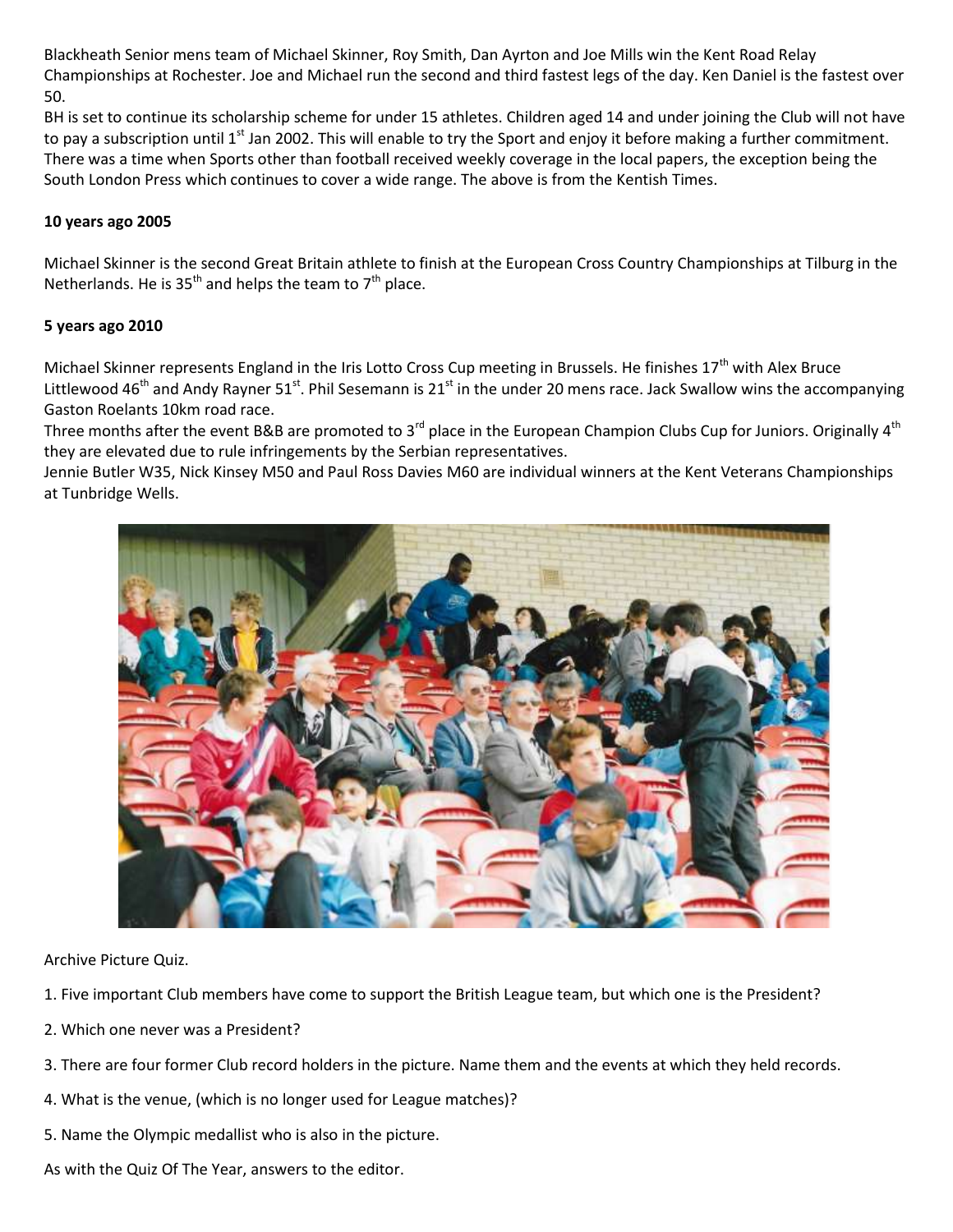Blackheath Senior mens team of Michael Skinner, Roy Smith, Dan Ayrton and Joe Mills win the Kent Road Relay Championships at Rochester. Joe and Michael run the second and third fastest legs of the day. Ken Daniel is the fastest over 50.

BH is set to continue its scholarship scheme for under 15 athletes. Children aged 14 and under joining the Club will not have to pay a subscription until 1st Jan 2002. This will enable to try the Sport and enjoy it before making a further commitment.

There was a time when Sports other than football received weekly coverage in the local papers, the exception being the South London Press which continues to cover a wide range. The above is from the Kentish Times.

**10 years ago 2005**

Michael Skinner is the second Great Britain athlete to finish at the European Cross Country Championships at Tilburg in the Netherlands. He is 35th and helps the team to 7th place.

**5 years ago 2010**

Michael Skinner represents England in the Iris Lotto Cross Cup meeting in Brussels. He finishes 17th with Alex Bruce Littlewood 46th and Andy Rayner 51st. Phil Sesemann is 21st in the under 20 mens race. Jack Swallow wins the accompanying Gaston Roelants 10km road race.

Three months after the event B&B are promoted to 3rd place in the European Champion Clubs Cup for Juniors. Originally 4th they are elevated due to rule infringements by the Serbian representatives.

Jennie Butler W35, Nick Kinsey M50 and Paul Ross Davies M60 are individual winners at the Kent Veterans Championships at Tunbridge Wells.

Archive Picture Quiz.

1. Five important Club members have come to support the British League team, but which one is the President?

2. Which one never was a President?

3. There are four former Club record holders in the picture. Name them and the events at which they held records.

4. What is the venue, (which is no longer used for League matches)?

5. Name the Olympic medallist who is also in the picture.

As with the Quiz Of The Year, answers to the editor.